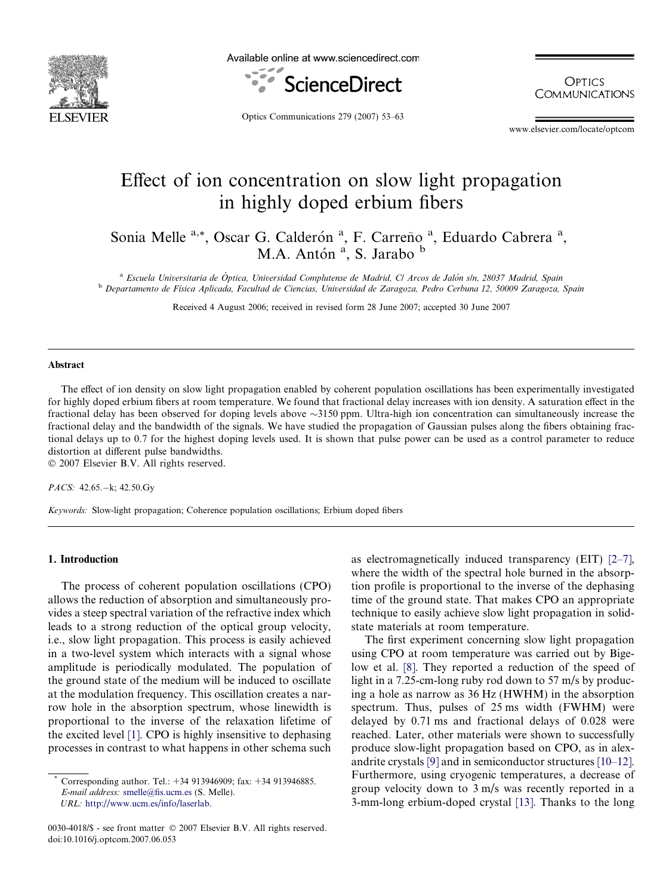# Effect of ion concentration on slow light propagation in highly doped erbium fibers

Sonia Melle [a,*], Oscar G. Calderón [a], F. Carreño [a], Eduardo Cabrera [a], M.A. Antón [a], S. Jarabo [b]

[a] Escuela Universitaria de Óptica, Universidad Complutense de Madrid, C/ Arcos de Jalón s/n, 28037 Madrid, Spain
[b] Departamento de Física Aplicada, Facultad de Ciencias, Universidad de Zaragoza, Pedro Cerbuna 12, 50009 Zaragoza, Spain

Received 4 August 2006; received in revised form 28 June 2007; accepted 30 June 2007

## Abstract

The effect of ion density on slow light propagation enabled by coherent population oscillations has been experimentally investigated for highly doped erbium fibers at room temperature. We found that fractional delay increases with ion density. A saturation effect in the fractional delay has been observed for doping levels above ~3150 ppm. Ultra-high ion concentration can simultaneously increase the fractional delay and the bandwidth of the signals. We have studied the propagation of Gaussian pulses along the fibers obtaining fractional delays up to 0.7 for the highest doping levels used. It is shown that pulse power can be used as a control parameter to reduce distortion at different pulse bandwidths.

© 2007 Elsevier B.V. All rights reserved.

*PACS:* 42.65.−k; 42.50.Gy

*Keywords:* Slow-light propagation; Coherence population oscillations; Erbium doped fibers

## 1. Introduction

The process of coherent population oscillations (CPO) allows the reduction of absorption and simultaneously provides a steep spectral variation of the refractive index which leads to a strong reduction of the optical group velocity, i.e., slow light propagation. This process is easily achieved in a two-level system which interacts with a signal whose amplitude is periodically modulated. The population of the ground state of the medium will be induced to oscillate at the modulation frequency. This oscillation creates a narrow hole in the absorption spectrum, whose linewidth is proportional to the inverse of the relaxation lifetime of the excited level [1]. CPO is highly insensitive to dephasing processes in contrast to what happens in other schema such as electromagnetically induced transparency (EIT) [2–7], where the width of the spectral hole burned in the absorption profile is proportional to the inverse of the dephasing time of the ground state. That makes CPO an appropriate technique to easily achieve slow light propagation in solid-state materials at room temperature.

The first experiment concerning slow light propagation using CPO at room temperature was carried out by Bigelow et al. [8]. They reported a reduction of the speed of light in a 7.25-cm-long ruby rod down to 57 m/s by producing a hole as narrow as 36 Hz (HWHM) in the absorption spectrum. Thus, pulses of 25 ms width (FWHM) were delayed by 0.71 ms and fractional delays of 0.028 were reached. Later, other materials were shown to successfully produce slow-light propagation based on CPO, as in alexandrite crystals [9] and in semiconductor structures [10–12]. Furthermore, using cryogenic temperatures, a decrease of group velocity down to 3 m/s was recently reported in a 3-mm-long erbium-doped crystal [13]. Thanks to the long

* Corresponding author. Tel.: +34 913946909; fax: +34 913946885.
*E-mail address:* smelle@fis.ucm.es (S. Melle).
*URL:* http://www.ucm.es/info/laserlab.

0030-4018/$ - see front matter © 2007 Elsevier B.V. All rights reserved.
doi:10.1016/j.optcom.2007.06.053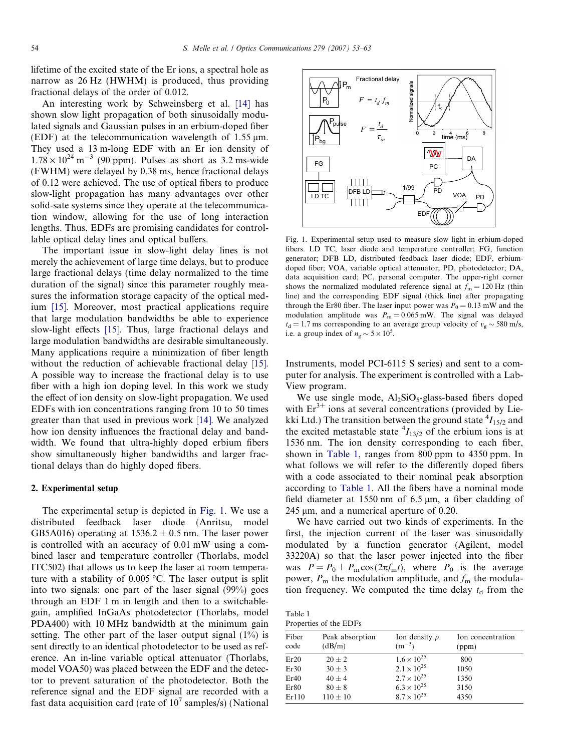lifetime of the excited state of the Er ions, a spectral hole as narrow as 26 Hz (HWHM) is produced, thus providing fractional delays of the order of 0.012.

An interesting work by Schweinsberg et al. [14] has shown slow light propagation of both sinusoidally modulated signals and Gaussian pulses in an erbium-doped fiber (EDF) at the telecommunication wavelength of 1.55 μm. They used a 13 m-long EDF with an Er ion density of $1.78 \times 10^{24}$ m$^{-3}$ (90 ppm). Pulses as short as 3.2 ms-wide (FWHM) were delayed by 0.38 ms, hence fractional delays of 0.12 were achieved. The use of optical fibers to produce slow-light propagation has many advantages over other solid-sate systems since they operate at the telecommunication window, allowing for the use of long interaction lengths. Thus, EDFs are promising candidates for controllable optical delay lines and optical buffers.

The important issue in slow-light delay lines is not merely the achievement of large time delays, but to produce large fractional delays (time delay normalized to the time duration of the signal) since this parameter roughly measures the information storage capacity of the optical medium [15]. Moreover, most practical applications require that large modulation bandwidths be able to experience slow-light effects [15]. Thus, large fractional delays and large modulation bandwidths are desirable simultaneously. Many applications require a minimization of fiber length without the reduction of achievable fractional delay [15]. A possible way to increase the fractional delay is to use fiber with a high ion doping level. In this work we study the effect of ion density on slow-light propagation. We used EDFs with ion concentrations ranging from 10 to 50 times greater than that used in previous work [14]. We analyzed how ion density influences the fractional delay and bandwidth. We found that ultra-highly doped erbium fibers show simultaneously higher bandwidths and larger fractional delays than do highly doped fibers.

## 2. Experimental setup

The experimental setup is depicted in Fig. 1. We use a distributed feedback laser diode (Anritsu, model GB5A016) operating at $1536.2 \pm 0.5$ nm. The laser power is controlled with an accuracy of 0.01 mW using a combined laser and temperature controller (Thorlabs, model ITC502) that allows us to keep the laser at room temperature with a stability of 0.005 °C. The laser output is split into two signals: one part of the laser signal (99%) goes through an EDF 1 m in length and then to a switchable-gain, amplified InGaAs photodetector (Thorlabs, model PDA400) with 10 MHz bandwidth at the minimum gain setting. The other part of the laser output signal (1%) is sent directly to an identical photodetector to be used as reference. An in-line variable optical attenuator (Thorlabs, model VOA50) was placed between the EDF and the detector to prevent saturation of the photodetector. Both the reference signal and the EDF signal are recorded with a fast data acquisition card (rate of $10^7$ samples/s) (National Instruments, model PCI-6115 S series) and sent to a computer for analysis. The experiment is controlled with a LabView program.

Fig. 1. Experimental setup used to measure slow light in erbium-doped fibers. LD TC, laser diode and temperature controller; FG, function generator; DFB LD, distributed feedback laser diode; EDF, erbium-doped fiber; VOA, variable optical attenuator; PD, photodetector; DA, data acquisition card; PC, personal computer. The upper-right corner shows the normalized modulated reference signal at $f_m = 120$ Hz (thin line) and the corresponding EDF signal (thick line) after propagating through the Er80 fiber. The laser input power was $P_0 = 0.13$ mW and the modulation amplitude was $P_m = 0.065$ mW. The signal was delayed $t_d = 1.7$ ms corresponding to an average group velocity of $v_g \sim 580$ m/s, i.e. a group index of $n_g \sim 5 \times 10^5$.

We use single mode, $Al_2SiO_5$-glass-based fibers doped with $Er^{3+}$ ions at several concentrations (provided by Liekki Ltd.) The transition between the ground state $^4I_{15/2}$ and the excited metastable state $^4I_{13/2}$ of the erbium ions is at 1536 nm. The ion density corresponding to each fiber, shown in Table 1, ranges from 800 ppm to 4350 ppm. In what follows we will refer to the differently doped fibers with a code associated to their nominal peak absorption according to Table 1. All the fibers have a nominal mode field diameter at 1550 nm of 6.5 μm, a fiber cladding of 245 μm, and a numerical aperture of 0.20.

We have carried out two kinds of experiments. In the first, the injection current of the laser was sinusoidally modulated by a function generator (Agilent, model 33220A) so that the laser power injected into the fiber was $P = P_0 + P_m \cos(2\pi f_m t)$, where $P_0$ is the average power, $P_m$ the modulation amplitude, and $f_m$ the modulation frequency. We computed the time delay $t_d$ from the

Table 1
Properties of the EDFs

| Fiber code | Peak absorption (dB/m) | Ion density $\rho$ (m$^{-3}$) | Ion concentration (ppm) |
|---|---|---|---|
| Er20 | $20 \pm 2$ | $1.6 \times 10^{25}$ | 800 |
| Er30 | $30 \pm 3$ | $2.1 \times 10^{25}$ | 1050 |
| Er40 | $40 \pm 4$ | $2.7 \times 10^{25}$ | 1350 |
| Er80 | $80 \pm 8$ | $6.3 \times 10^{25}$ | 3150 |
| Er110 | $110 \pm 10$ | $8.7 \times 10^{25}$ | 4350 |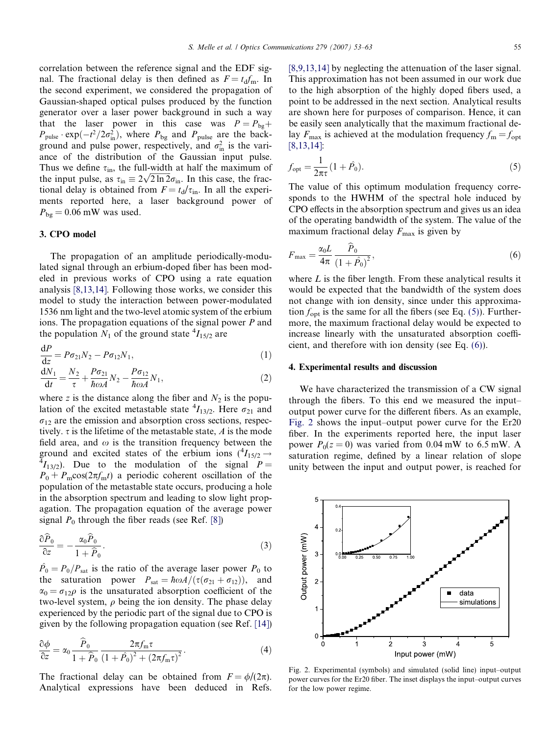correlation between the reference signal and the EDF signal. The fractional delay is then defined as $F = t_d f_m$. In the second experiment, we considered the propagation of Gaussian-shaped optical pulses produced by the function generator over a laser power background in such a way that the laser power in this case was $P = P_{bg} + P_{pulse} \cdot \exp(-t^2/2\sigma_{in}^2)$, where $P_{bg}$ and $P_{pulse}$ are the background and pulse power, respectively, and $\sigma_{in}^2$ is the variance of the distribution of the Gaussian input pulse. Thus we define $\tau_{in}$, the full-width at half the maximum of the input pulse, as $\tau_{in} \equiv 2\sqrt{2\ln 2}\sigma_{in}$. In this case, the fractional delay is obtained from $F = t_d/\tau_{in}$. In all the experiments reported here, a laser background power of $P_{bg} = 0.06$ mW was used.

## 3. CPO model

The propagation of an amplitude periodically-modulated signal through an erbium-doped fiber has been modeled in previous works of CPO using a rate equation analysis [8,13,14]. Following those works, we consider this model to study the interaction between power-modulated 1536 nm light and the two-level atomic system of the erbium ions. The propagation equations of the signal power $P$ and the population $N_1$ of the ground state $^4I_{15/2}$ are

$$\frac{dP}{dz} = P\sigma_{21}N_2 - P\sigma_{12}N_1, \tag{1}$$

$$\frac{dN_1}{dt} = \frac{N_2}{\tau} + \frac{P\sigma_{21}}{\hbar\omega A}N_2 - \frac{P\sigma_{12}}{\hbar\omega A}N_1, \tag{2}$$

where $z$ is the distance along the fiber and $N_2$ is the population of the excited metastable state $^4I_{13/2}$. Here $\sigma_{21}$ and $\sigma_{12}$ are the emission and absorption cross sections, respectively. $\tau$ is the lifetime of the metastable state, $A$ is the mode field area, and $\omega$ is the transition frequency between the ground and excited states of the erbium ions ($^4I_{15/2} \rightarrow {}^4I_{13/2}$). Due to the modulation of the signal $P = P_0 + P_m\cos(2\pi f_m t)$ a periodic coherent oscillation of the population of the metastable state occurs, producing a hole in the absorption spectrum and leading to slow light propagation. The propagation equation of the average power signal $P_0$ through the fiber reads (see Ref. [8])

$$\frac{\partial \widehat{P}_0}{\partial z} = -\frac{\alpha_0 \widehat{P}_0}{1 + \widehat{P}_0}. \tag{3}$$

$\hat{P}_0 = P_0/P_{sat}$ is the ratio of the average laser power $P_0$ to the saturation power $P_{sat} = \hbar\omega A/(\tau(\sigma_{21} + \sigma_{12}))$, and $\alpha_0 = \sigma_{12}\rho$ is the unsaturated absorption coefficient of the two-level system, $\rho$ being the ion density. The phase delay experienced by the periodic part of the signal due to CPO is given by the following propagation equation (see Ref. [14])

$$\frac{\partial \phi}{\partial z} = \alpha_0 \frac{\widehat{P}_0}{1 + \widehat{P}_0} \frac{2\pi f_m \tau}{(1 + \hat{P}_0)^2 + (2\pi f_m \tau)^2}. \tag{4}$$

The fractional delay can be obtained from $F = \phi/(2\pi)$. Analytical expressions have been deduced in Refs. [8,9,13,14] by neglecting the attenuation of the laser signal. This approximation has not been assumed in our work due to the high absorption of the highly doped fibers used, a point to be addressed in the next section. Analytical results are shown here for purposes of comparison. Hence, it can be easily seen analytically that the maximum fractional delay $F_{max}$ is achieved at the modulation frequency $f_m = f_{opt}$ [8,13,14]:

$$f_{opt} = \frac{1}{2\pi\tau}(1 + \hat{P}_0). \tag{5}$$

The value of this optimum modulation frequency corresponds to the HWHM of the spectral hole induced by CPO effects in the absorption spectrum and gives us an idea of the operating bandwidth of the system. The value of the maximum fractional delay $F_{max}$ is given by

$$F_{max} = \frac{\alpha_0 L}{4\pi} \frac{\widehat{P}_0}{(1 + \hat{P}_0)^2}, \tag{6}$$

where $L$ is the fiber length. From these analytical results it would be expected that the bandwidth of the system does not change with ion density, since under this approximation $f_{opt}$ is the same for all the fibers (see Eq. (5)). Furthermore, the maximum fractional delay would be expected to increase linearly with the unsaturated absorption coefficient, and therefore with ion density (see Eq. (6)).

## 4. Experimental results and discussion

We have characterized the transmission of a CW signal through the fibers. To this end we measured the input–output power curve for the different fibers. As an example, Fig. 2 shows the input–output power curve for the Er20 fiber. In the experiments reported here, the input laser power $P_0(z = 0)$ was varied from 0.04 mW to 6.5 mW. A saturation regime, defined by a linear relation of slope unity between the input and output power, is reached for

Fig. 2. Experimental (symbols) and simulated (solid line) input–output power curves for the Er20 fiber. The inset displays the input–output curves for the low power regime.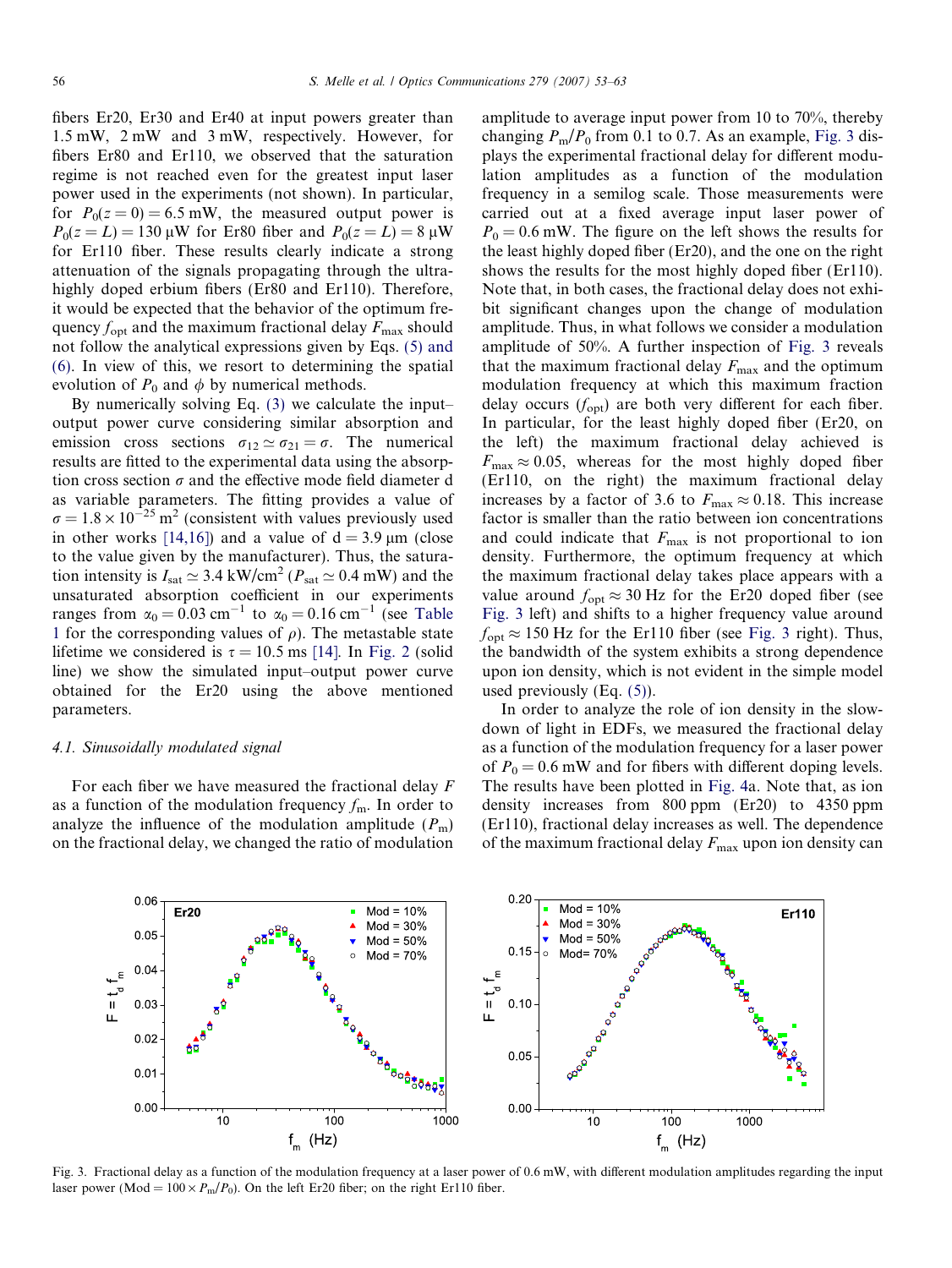fibers Er20, Er30 and Er40 at input powers greater than 1.5 mW, 2 mW and 3 mW, respectively. However, for fibers Er80 and Er110, we observed that the saturation regime is not reached even for the greatest input laser power used in the experiments (not shown). In particular, for $P_0(z=0) = 6.5$ mW, the measured output power is $P_0(z=L) = 130$ μW for Er80 fiber and $P_0(z=L) = 8$ μW for Er110 fiber. These results clearly indicate a strong attenuation of the signals propagating through the ultra-highly doped erbium fibers (Er80 and Er110). Therefore, it would be expected that the behavior of the optimum frequency $f_{opt}$ and the maximum fractional delay $F_{max}$ should not follow the analytical expressions given by Eqs. (5) and (6). In view of this, we resort to determining the spatial evolution of $P_0$ and $\phi$ by numerical methods.

By numerically solving Eq. (3) we calculate the input–output power curve considering similar absorption and emission cross sections $\sigma_{12} \simeq \sigma_{21} = \sigma$. The numerical results are fitted to the experimental data using the absorption cross section $\sigma$ and the effective mode field diameter d as variable parameters. The fitting provides a value of $\sigma = 1.8 \times 10^{-25}$ m$^2$ (consistent with values previously used in other works [14,16]) and a value of d = 3.9 μm (close to the value given by the manufacturer). Thus, the saturation intensity is $I_{sat} \simeq 3.4$ kW/cm$^2$ ($P_{sat} \simeq 0.4$ mW) and the unsaturated absorption coefficient in our experiments ranges from $\alpha_0 = 0.03$ cm$^{-1}$ to $\alpha_0 = 0.16$ cm$^{-1}$ (see Table 1 for the corresponding values of $\rho$). The metastable state lifetime we considered is $\tau = 10.5$ ms [14]. In Fig. 2 (solid line) we show the simulated input–output power curve obtained for the Er20 using the above mentioned parameters.

### 4.1. Sinusoidally modulated signal

For each fiber we have measured the fractional delay $F$ as a function of the modulation frequency $f_m$. In order to analyze the influence of the modulation amplitude ($P_m$) on the fractional delay, we changed the ratio of modulation amplitude to average input power from 10 to 70%, thereby changing $P_m/P_0$ from 0.1 to 0.7. As an example, Fig. 3 displays the experimental fractional delay for different modulation amplitudes as a function of the modulation frequency in a semilog scale. Those measurements were carried out at a fixed average input laser power of $P_0 = 0.6$ mW. The figure on the left shows the results for the least highly doped fiber (Er20), and the one on the right shows the results for the most highly doped fiber (Er110). Note that, in both cases, the fractional delay does not exhibit significant changes upon the change of modulation amplitude. Thus, in what follows we consider a modulation amplitude of 50%. A further inspection of Fig. 3 reveals that the maximum fractional delay $F_{max}$ and the optimum modulation frequency at which this maximum fraction delay occurs ($f_{opt}$) are both very different for each fiber. In particular, for the least highly doped fiber (Er20, on the left) the maximum fractional delay achieved is $F_{max} \approx 0.05$, whereas for the most highly doped fiber (Er110, on the right) the maximum fractional delay increases by a factor of 3.6 to $F_{max} \approx 0.18$. This increase factor is smaller than the ratio between ion concentrations and could indicate that $F_{max}$ is not proportional to ion density. Furthermore, the optimum frequency at which the maximum fractional delay takes place appears with a value around $f_{opt} \approx 30$ Hz for the Er20 doped fiber (see Fig. 3 left) and shifts to a higher frequency value around $f_{opt} \approx 150$ Hz for the Er110 fiber (see Fig. 3 right). Thus, the bandwidth of the system exhibits a strong dependence upon ion density, which is not evident in the simple model used previously (Eq. (5)).

In order to analyze the role of ion density in the slowdown of light in EDFs, we measured the fractional delay as a function of the modulation frequency for a laser power of $P_0 = 0.6$ mW and for fibers with different doping levels. The results have been plotted in Fig. 4a. Note that, as ion density increases from 800 ppm (Er20) to 4350 ppm (Er110), fractional delay increases as well. The dependence of the maximum fractional delay $F_{max}$ upon ion density can

Fig. 3. Fractional delay as a function of the modulation frequency at a laser power of 0.6 mW, with different modulation amplitudes regarding the input laser power (Mod = $100 \times P_m/P_0$). On the left Er20 fiber; on the right Er110 fiber.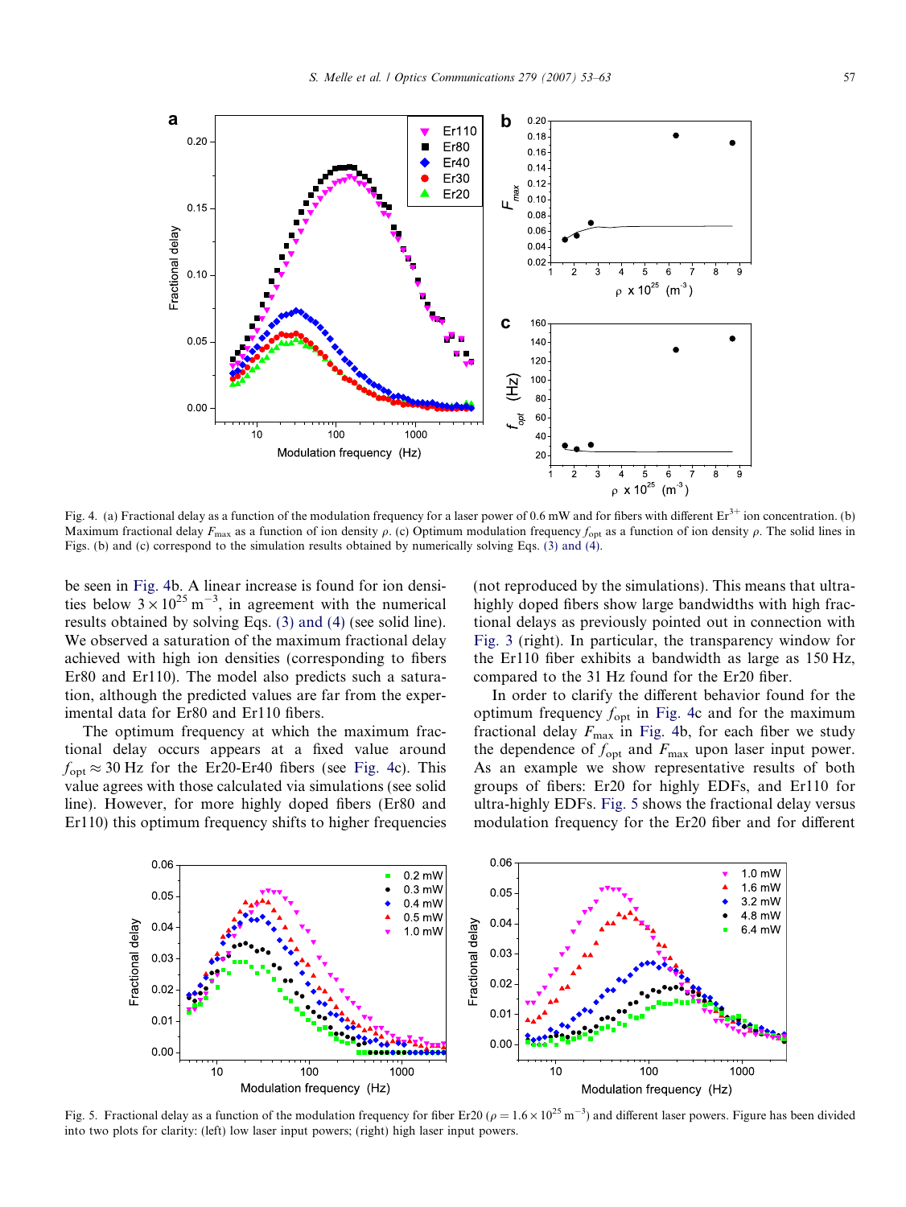Fig. 4. (a) Fractional delay as a function of the modulation frequency for a laser power of 0.6 mW and for fibers with different $Er^{3+}$ ion concentration. (b) Maximum fractional delay $F_{max}$ as a function of ion density $\rho$. (c) Optimum modulation frequency $f_{opt}$ as a function of ion density $\rho$. The solid lines in Figs. (b) and (c) correspond to the simulation results obtained by numerically solving Eqs. (3) and (4).

be seen in Fig. 4b. A linear increase is found for ion densities below $3 \times 10^{25}$ m$^{-3}$, in agreement with the numerical results obtained by solving Eqs. (3) and (4) (see solid line). We observed a saturation of the maximum fractional delay achieved with high ion densities (corresponding to fibers Er80 and Er110). The model also predicts such a saturation, although the predicted values are far from the experimental data for Er80 and Er110 fibers.

The optimum frequency at which the maximum fractional delay appears at a fixed value around $f_{opt} \approx 30$ Hz for the Er20-Er40 fibers (see Fig. 4c). This value agrees with those calculated via simulations (see solid line). However, for more highly doped fibers (Er80 and Er110) this optimum frequency shifts to higher frequencies (not reproduced by the simulations). This means that ultra-highly doped fibers show large bandwidths with high fractional delays as previously pointed out in connection with Fig. 3 (right). In particular, the transparency window for the Er110 fiber exhibits a bandwidth as large as 150 Hz, compared to the 31 Hz found for the Er20 fiber.

In order to clarify the different behavior found for the optimum frequency $f_{opt}$ in Fig. 4c and for the maximum fractional delay $F_{max}$ in Fig. 4b, for each fiber we study the dependence of $f_{opt}$ and $F_{max}$ upon laser input power. As an example we show representative results of both groups of fibers: Er20 for highly EDFs, and Er110 for ultra-highly EDFs. Fig. 5 shows the fractional delay versus modulation frequency for the Er20 fiber and for different

Fig. 5. Fractional delay as a function of the modulation frequency for fiber Er20 ($\rho = 1.6 \times 10^{25}$ m$^{-3}$) and different laser powers. Figure has been divided into two plots for clarity: (left) low laser input powers; (right) high laser input powers.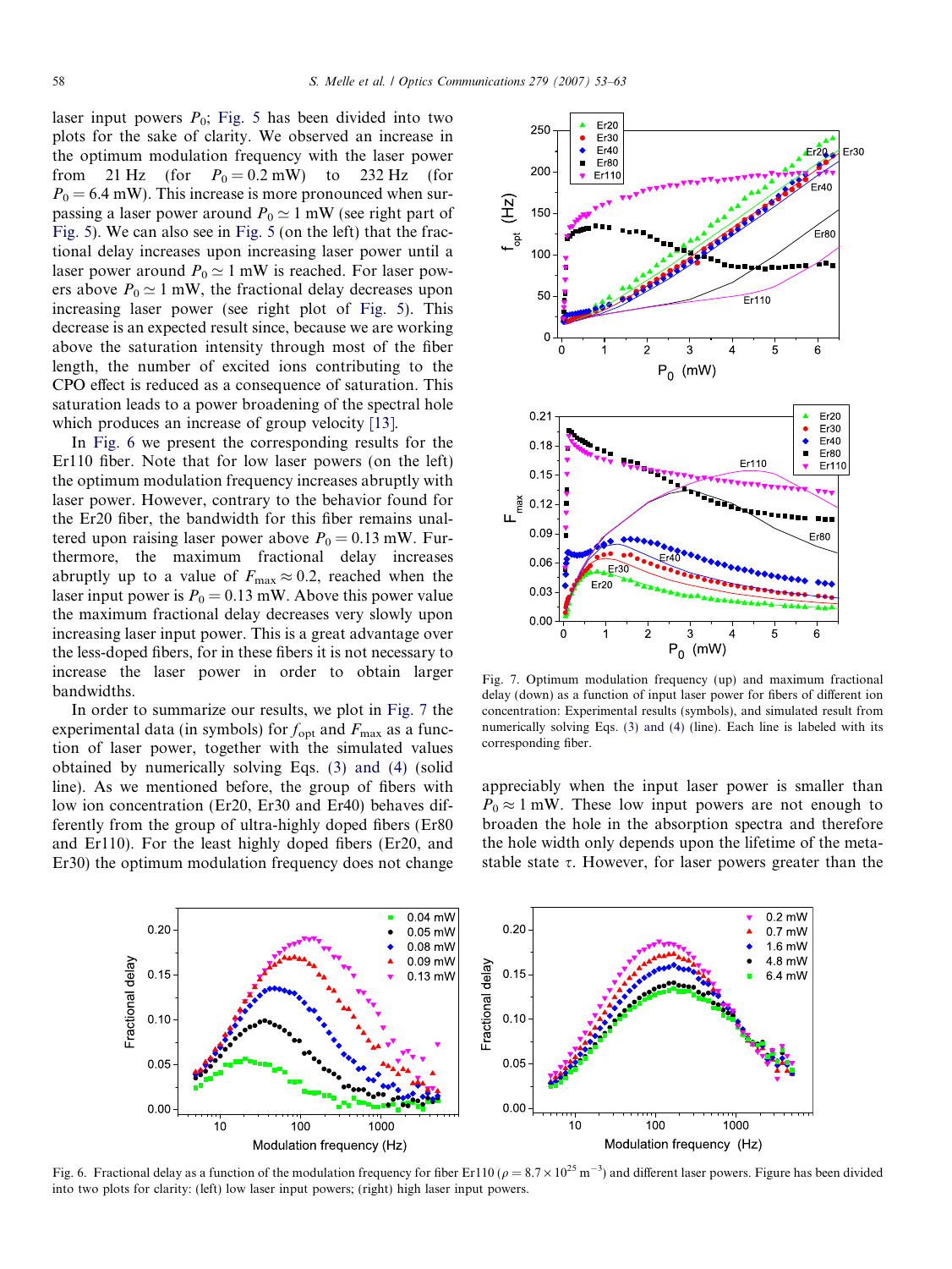laser input powers $P_0$; Fig. 5 has been divided into two plots for the sake of clarity. We observed an increase in the optimum modulation frequency with the laser power from 21 Hz (for $P_0 = 0.2$ mW) to 232 Hz (for $P_0 = 6.4$ mW). This increase is more pronounced when surpassing a laser power around $P_0 \simeq 1$ mW (see right part of Fig. 5). We can also see in Fig. 5 (on the left) that the fractional delay increases upon increasing laser power until a laser power around $P_0 \simeq 1$ mW is reached. For laser powers above $P_0 \simeq 1$ mW, the fractional delay decreases upon increasing laser power (see right plot of Fig. 5). This decrease is an expected result since, because we are working above the saturation intensity through most of the fiber length, the number of excited ions contributing to the CPO effect is reduced as a consequence of saturation. This saturation leads to a power broadening of the spectral hole which produces an increase of group velocity [13].

In Fig. 6 we present the corresponding results for the Er110 fiber. Note that for low laser powers (on the left) the optimum modulation frequency increases abruptly with laser power. However, contrary to the behavior found for the Er20 fiber, the bandwidth for this fiber remains unaltered upon raising laser power above $P_0 = 0.13$ mW. Furthermore, the maximum fractional delay increases abruptly up to a value of $F_{max} \approx 0.2$, reached when the laser input power is $P_0 = 0.13$ mW. Above this power value the maximum fractional delay decreases very slowly upon increasing laser input power. This is a great advantage over the less-doped fibers, for in these fibers it is not necessary to increase the laser power in order to obtain larger bandwidths.

In order to summarize our results, we plot in Fig. 7 the experimental data (in symbols) for $f_{opt}$ and $F_{max}$ as a function of laser power, together with the simulated values obtained by numerically solving Eqs. (3) and (4) (solid line). As we mentioned before, the group of fibers with low ion concentration (Er20, Er30 and Er40) behaves differently from the group of ultra-highly doped fibers (Er80 and Er110). For the least highly doped fibers (Er20, and Er30) the optimum modulation frequency does not change appreciably when the input laser power is smaller than $P_0 \approx 1$ mW. These low input powers are not enough to broaden the hole in the absorption spectra and therefore the hole width only depends upon the lifetime of the metastable state $\tau$. However, for laser powers greater than the

Fig. 7. Optimum modulation frequency (up) and maximum fractional delay (down) as a function of input laser power for fibers of different ion concentration: Experimental results (symbols), and simulated result from numerically solving Eqs. (3) and (4) (line). Each line is labeled with its corresponding fiber.

Fig. 6. Fractional delay as a function of the modulation frequency for fiber Er110 ($\rho = 8.7 \times 10^{25}$ m$^{-3}$) and different laser powers. Figure has been divided into two plots for clarity: (left) low laser input powers; (right) high laser input powers.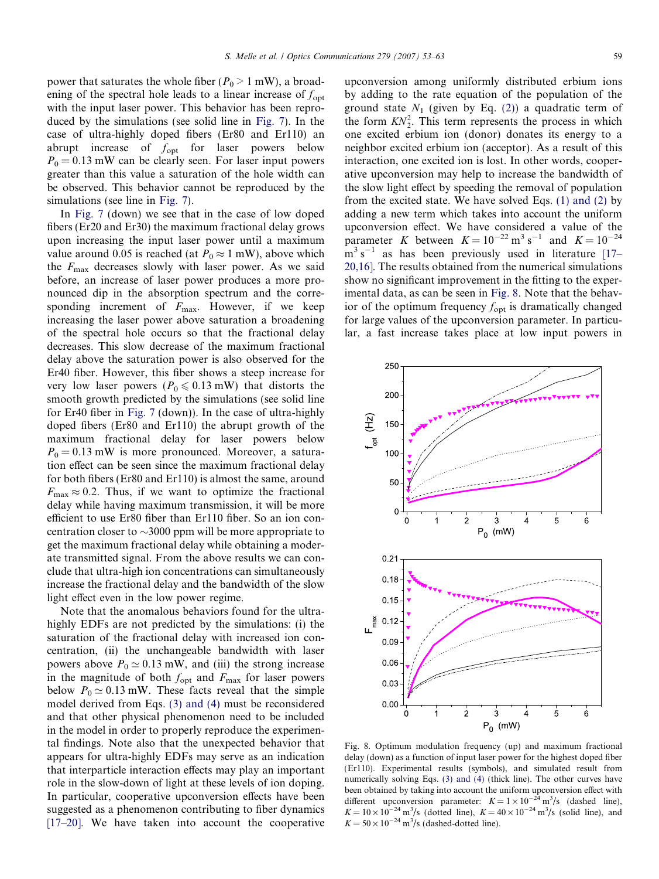power that saturates the whole fiber ($P_0 > 1$ mW), a broadening of the spectral hole leads to a linear increase of $f_{opt}$ with the input laser power. This behavior has been reproduced by the simulations (see solid line in Fig. 7). In the case of ultra-highly doped fibers (Er80 and Er110) an abrupt increase of $f_{opt}$ for laser powers below $P_0 = 0.13$ mW can be clearly seen. For laser input powers greater than this value a saturation of the hole width can be observed. This behavior cannot be reproduced by the simulations (see line in Fig. 7).

In Fig. 7 (down) we see that in the case of low doped fibers (Er20 and Er30) the maximum fractional delay grows upon increasing the input laser power until a maximum value around 0.05 is reached (at $P_0 \approx 1$ mW), above which the $F_{max}$ decreases slowly with laser power. As we said before, an increase of laser power produces a more pronounced dip in the absorption spectrum and the corresponding increment of $F_{max}$. However, if we keep increasing the laser power above saturation a broadening of the spectral hole occurs so that the fractional delay decreases. This slow decrease of the maximum fractional delay above the saturation power is also observed for the Er40 fiber. However, this fiber shows a steep increase for very low laser powers ($P_0 \leqslant 0.13$ mW) that distorts the smooth growth predicted by the simulations (see solid line for Er40 fiber in Fig. 7 (down)). In the case of ultra-highly doped fibers (Er80 and Er110) the abrupt growth of the maximum fractional delay for laser powers below $P_0 = 0.13$ mW is more pronounced. Moreover, a saturation effect can be seen since the maximum fractional delay for both fibers (Er80 and Er110) is almost the same, around $F_{max} \approx 0.2$. Thus, if we want to optimize the fractional delay while having maximum transmission, it will be more efficient to use Er80 fiber than Er110 fiber. So an ion concentration closer to ~3000 ppm will be more appropriate to get the maximum fractional delay while obtaining a moderate transmitted signal. From the above results we can conclude that ultra-high ion concentrations can simultaneously increase the fractional delay and the bandwidth of the slow light effect even in the low power regime.

Note that the anomalous behaviors found for the ultra-highly EDFs are not predicted by the simulations: (i) the saturation of the fractional delay with increased ion concentration, (ii) the unchangeable bandwidth with laser powers above $P_0 \simeq 0.13$ mW, and (iii) the strong increase in the magnitude of both $f_{opt}$ and $F_{max}$ for laser powers below $P_0 \simeq 0.13$ mW. These facts reveal that the simple model derived from Eqs. (3) and (4) must be reconsidered and that other physical phenomenon need to be included in the model in order to properly reproduce the experimental findings. Note also that the unexpected behavior that appears for ultra-highly EDFs may serve as an indication that interparticle interaction effects may play an important role in the slow-down of light at these levels of ion doping. In particular, cooperative upconversion effects have been suggested as a phenomenon contributing to fiber dynamics [17–20]. We have taken into account the cooperative upconversion among uniformly distributed erbium ions by adding to the rate equation of the population of the ground state $N_1$ (given by Eq. (2)) a quadratic term of the form $KN_2^2$. This term represents the process in which one excited erbium ion (donor) donates its energy to a neighbor excited erbium ion (acceptor). As a result of this interaction, one excited ion is lost. In other words, cooperative upconversion may help to increase the bandwidth of the slow light effect by speeding the removal of population from the excited state. We have solved Eqs. (1) and (2) by adding a new term which takes into account the uniform upconversion effect. We have considered a value of the parameter $K$ between $K = 10^{-22}$ m$^3$ s$^{-1}$ and $K = 10^{-24}$ m$^3$ s$^{-1}$ as has been previously used in literature [17–20,16]. The results obtained from the numerical simulations show no significant improvement in the fitting to the experimental data, as can be seen in Fig. 8. Note that the behavior of the optimum frequency $f_{opt}$ is dramatically changed for large values of the upconversion parameter. In particular, a fast increase takes place at low input powers in

Fig. 8. Optimum modulation frequency (up) and maximum fractional delay (down) as a function of input laser power for the highest doped fiber (Er110). Experimental results (symbols), and simulated result from numerically solving Eqs. (3) and (4) (thick line). The other curves have been obtained by taking into account the uniform upconversion effect with different upconversion parameter: $K = 1 \times 10^{-24}$ m$^3$/s (dashed line), $K = 10 \times 10^{-24}$ m$^3$/s (dotted line), $K = 40 \times 10^{-24}$ m$^3$/s (solid line), and $K = 50 \times 10^{-24}$ m$^3$/s (dashed-dotted line).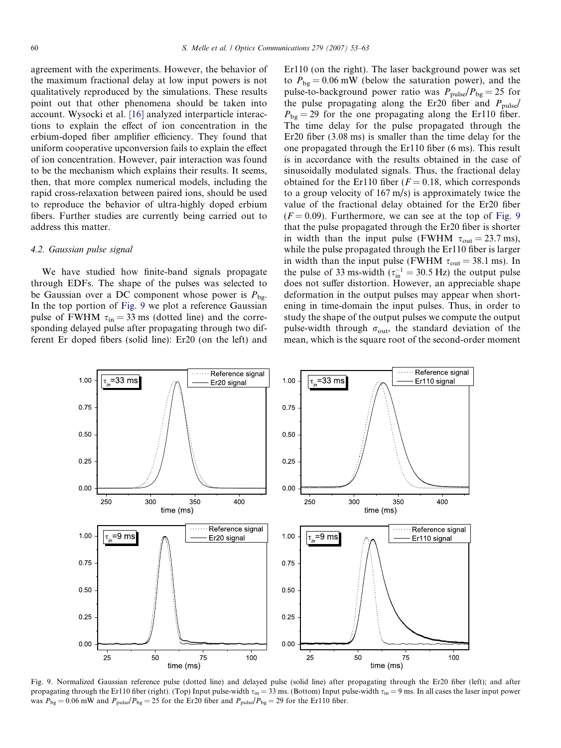agreement with the experiments. However, the behavior of the maximum fractional delay at low input powers is not qualitatively reproduced by the simulations. These results point out that other phenomena should be taken into account. Wysocki et al. [16] analyzed interparticle interactions to explain the effect of ion concentration in the erbium-doped fiber amplifier efficiency. They found that uniform cooperative upconversion fails to explain the effect of ion concentration. However, pair interaction was found to be the mechanism which explains their results. It seems, then, that more complex numerical models, including the rapid cross-relaxation between paired ions, should be used to reproduce the behavior of ultra-highly doped erbium fibers. Further studies are currently being carried out to address this matter.

### 4.2. Gaussian pulse signal

We have studied how finite-band signals propagate through EDFs. The shape of the pulses was selected to be Gaussian over a DC component whose power is $P_{bg}$. In the top portion of Fig. 9 we plot a reference Gaussian pulse of FWHM $\tau_{in} = 33$ ms (dotted line) and the corresponding delayed pulse after propagating through two different Er doped fibers (solid line): Er20 (on the left) and Er110 (on the right). The laser background power was set to $P_{bg} = 0.06$ mW (below the saturation power), and the pulse-to-background power ratio was $P_{pulse}/P_{bg} = 25$ for the pulse propagating along the Er20 fiber and $P_{pulse}/P_{bg} = 29$ for the one propagating along the Er110 fiber. The time delay for the pulse propagated through the Er20 fiber (3.08 ms) is smaller than the time delay for the one propagated through the Er110 fiber (6 ms). This result is in accordance with the results obtained in the case of sinusoidally modulated signals. Thus, the fractional delay obtained for the Er110 fiber ($F = 0.18$, which corresponds to a group velocity of 167 m/s) is approximately twice the value of the fractional delay obtained for the Er20 fiber ($F = 0.09$). Furthermore, we can see at the top of Fig. 9 that the pulse propagated through the Er20 fiber is shorter in width than the input pulse (FWHM $\tau_{out} = 23.7$ ms), while the pulse propagated through the Er110 fiber is larger in width than the input pulse (FWHM $\tau_{out} = 38.1$ ms). In the pulse of 33 ms-width ($\tau_{in}^{-1} = 30.5$ Hz) the output pulse does not suffer distortion. However, an appreciable shape deformation in the output pulses may appear when shortening in time-domain the input pulses. Thus, in order to study the shape of the output pulses we compute the output pulse-width through $\sigma_{out}$, the standard deviation of the mean, which is the square root of the second-order moment

Fig. 9. Normalized Gaussian reference pulse (dotted line) and delayed pulse (solid line) after propagating through the Er20 fiber (left); and after propagating through the Er110 fiber (right). (Top) Input pulse-width $\tau_{in} = 33$ ms. (Bottom) Input pulse-width $\tau_{in} = 9$ ms. In all cases the laser input power was $P_{bg} = 0.06$ mW and $P_{pulse}/P_{bg} = 25$ for the Er20 fiber and $P_{pulse}/P_{bg} = 29$ for the Er110 fiber.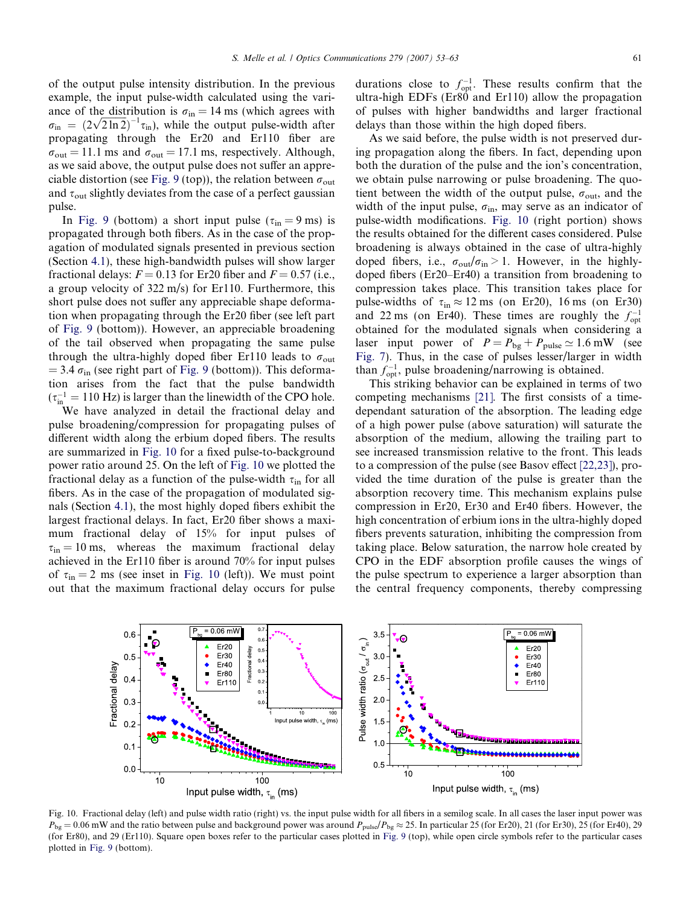of the output pulse intensity distribution. In the previous example, the input pulse-width calculated using the variance of the distribution is $\sigma_{in} = 14$ ms (which agrees with $\sigma_{in} = (2\sqrt{2\ln 2})^{-1}\tau_{in}$), while the output pulse-width after propagating through the Er20 and Er110 fiber are $\sigma_{out} = 11.1$ ms and $\sigma_{out} = 17.1$ ms, respectively. Although, as we said above, the output pulse does not suffer an appreciable distortion (see Fig. 9 (top)), the relation between $\sigma_{out}$ and $\tau_{out}$ slightly deviates from the case of a perfect gaussian pulse.

In Fig. 9 (bottom) a short input pulse ($\tau_{in} = 9$ ms) is propagated through both fibers. As in the case of the propagation of modulated signals presented in previous section (Section 4.1), these high-bandwidth pulses will show larger fractional delays: $F = 0.13$ for Er20 fiber and $F = 0.57$ (i.e., a group velocity of 322 m/s) for Er110. Furthermore, this short pulse does not suffer any appreciable shape deformation when propagating through the Er20 fiber (see left part of Fig. 9 (bottom)). However, an appreciable broadening of the tail observed when propagating the same pulse through the ultra-highly doped fiber Er110 leads to $\sigma_{out} = 3.4\,\sigma_{in}$ (see right part of Fig. 9 (bottom)). This deformation arises from the fact that the pulse bandwidth ($\tau_{in}^{-1} = 110$ Hz) is larger than the linewidth of the CPO hole.

We have analyzed in detail the fractional delay and pulse broadening/compression for propagating pulses of different width along the erbium doped fibers. The results are summarized in Fig. 10 for a fixed pulse-to-background power ratio around 25. On the left of Fig. 10 we plotted the fractional delay as a function of the pulse-width $\tau_{in}$ for all fibers. As in the case of the propagation of modulated signals (Section 4.1), the most highly doped fibers exhibit the largest fractional delays. In fact, Er20 fiber shows a maximum fractional delay of 15% for input pulses of $\tau_{in} = 10$ ms, whereas the maximum fractional delay achieved in the Er110 fiber is around 70% for input pulses of $\tau_{in} = 2$ ms (see inset in Fig. 10 (left)). We must point out that the maximum fractional delay occurs for pulse durations close to $f_{opt}^{-1}$. These results confirm that the ultra-high EDFs (Er80 and Er110) allow the propagation of pulses with higher bandwidths and larger fractional delays than those within the high doped fibers.

As we said before, the pulse width is not preserved during propagation along the fibers. In fact, depending upon both the duration of the pulse and the ion's concentration, we obtain pulse narrowing or pulse broadening. The quotient between the width of the output pulse, $\sigma_{out}$, and the width of the input pulse, $\sigma_{in}$, may serve as an indicator of pulse-width modifications. Fig. 10 (right portion) shows the results obtained for the different cases considered. Pulse broadening is always obtained in the case of ultra-highly doped fibers, i.e., $\sigma_{out}/\sigma_{in} > 1$. However, in the highly-doped fibers (Er20–Er40) a transition from broadening to compression takes place. This transition takes place for pulse-widths of $\tau_{in} \approx 12$ ms (on Er20), 16 ms (on Er30) and 22 ms (on Er40). These times are roughly the $f_{opt}^{-1}$ obtained for the modulated signals when considering a laser input power of $P = P_{bg} + P_{pulse} \simeq 1.6$ mW (see Fig. 7). Thus, in the case of pulses lesser/larger in width than $f_{opt}^{-1}$, pulse broadening/narrowing is obtained.

This striking behavior can be explained in terms of two competing mechanisms [21]. The first consists of a time-dependant saturation of the absorption. The leading edge of a high power pulse (above saturation) will saturate the absorption of the medium, allowing the trailing part to see increased transmission relative to the front. This leads to a compression of the pulse (see Basov effect [22,23]), provided the time duration of the pulse is greater than the absorption recovery time. This mechanism explains pulse compression in Er20, Er30 and Er40 fibers. However, the high concentration of erbium ions in the ultra-highly doped fibers prevents saturation, inhibiting the compression from taking place. Below saturation, the narrow hole created by CPO in the EDF absorption profile causes the wings of the pulse spectrum to experience a larger absorption than the central frequency components, thereby compressing

Fig. 10. Fractional delay (left) and pulse width ratio (right) vs. the input pulse width for all fibers in a semilog scale. In all cases the laser input power was $P_{bg} = 0.06$ mW and the ratio between pulse and background power was around $P_{pulse}/P_{bg} \approx 25$. In particular 25 (for Er20), 21 (for Er30), 25 (for Er40), 29 (for Er80), and 29 (Er110). Square open boxes refer to the particular cases plotted in Fig. 9 (top), while open circle symbols refer to the particular cases plotted in Fig. 9 (bottom).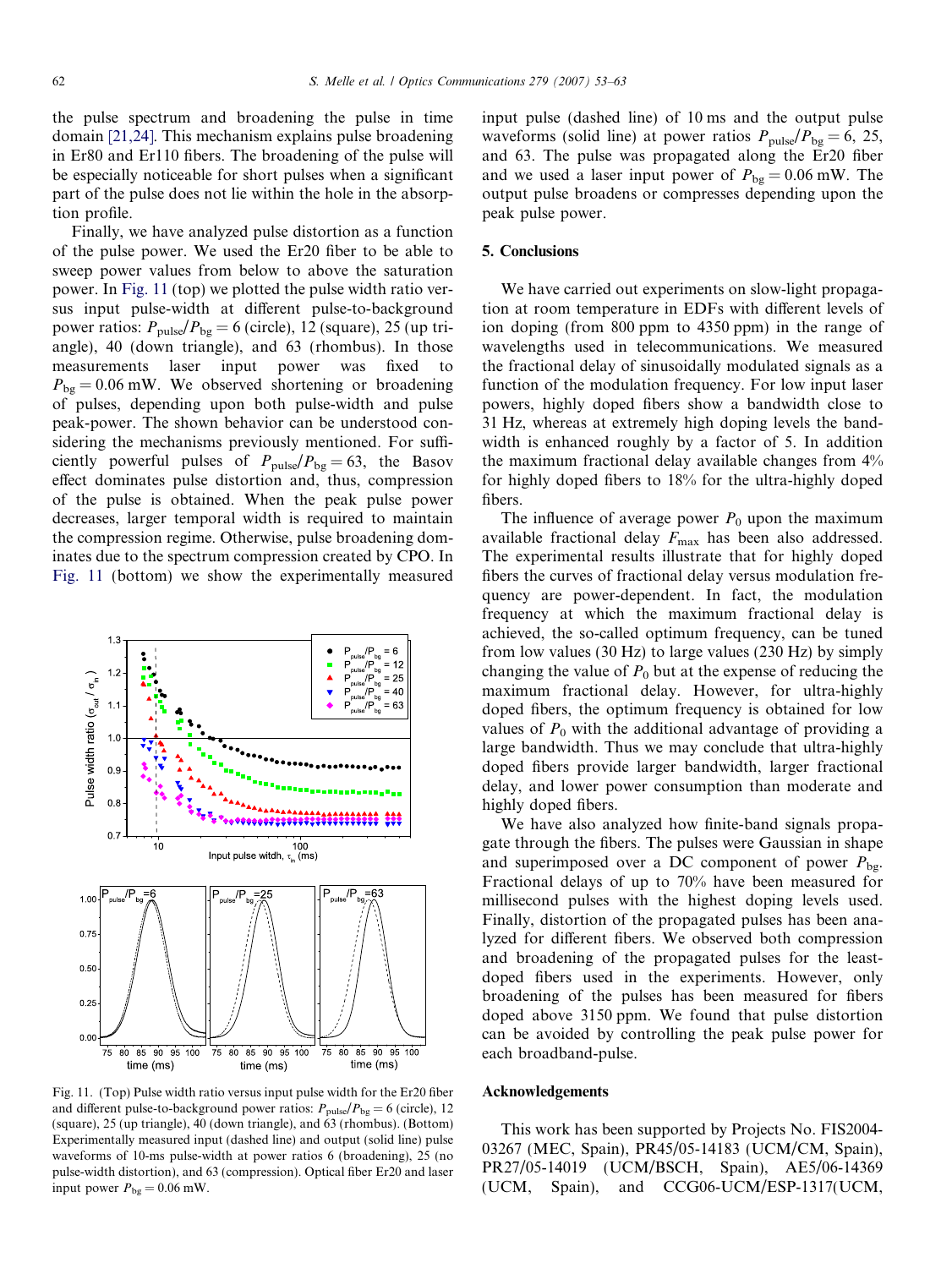the pulse spectrum and broadening the pulse in time domain [21,24]. This mechanism explains pulse broadening in Er80 and Er110 fibers. The broadening of the pulse will be especially noticeable for short pulses when a significant part of the pulse does not lie within the hole in the absorption profile.

Finally, we have analyzed pulse distortion as a function of the pulse power. We used the Er20 fiber to be able to sweep power values from below to above the saturation power. In Fig. 11 (top) we plotted the pulse width ratio versus input pulse-width at different pulse-to-background power ratios: $P_{\text{pulse}}/P_{\text{bg}} = 6$ (circle), 12 (square), 25 (up triangle), 40 (down triangle), and 63 (rhombus). In those measurements laser input power was fixed to $P_{\text{bg}} = 0.06$ mW. We observed shortening or broadening of pulses, depending upon both pulse-width and pulse peak-power. The shown behavior can be understood considering the mechanisms previously mentioned. For sufficiently powerful pulses of $P_{\text{pulse}}/P_{\text{bg}} = 63$, the Basov effect dominates pulse distortion and, thus, compression of the pulse is obtained. When the peak pulse power decreases, larger temporal width is required to maintain the compression regime. Otherwise, pulse broadening dominates due to the spectrum compression created by CPO. In Fig. 11 (bottom) we show the experimentally measured input pulse (dashed line) of 10 ms and the output pulse waveforms (solid line) at power ratios $P_{\text{pulse}}/P_{\text{bg}} = 6$, 25, and 63. The pulse was propagated along the Er20 fiber and we used a laser input power of $P_{\text{bg}} = 0.06$ mW. The output pulse broadens or compresses depending upon the peak pulse power.

Fig. 11. (Top) Pulse width ratio versus input pulse width for the Er20 fiber and different pulse-to-background power ratios: $P_{\text{pulse}}/P_{\text{bg}} = 6$ (circle), 12 (square), 25 (up triangle), 40 (down triangle), and 63 (rhombus). (Bottom) Experimentally measured input (dashed line) and output (solid line) pulse waveforms of 10-ms pulse-width at power ratios 6 (broadening), 25 (no pulse-width distortion), and 63 (compression). Optical fiber Er20 and laser input power $P_{\text{bg}} = 0.06$ mW.

## 5. Conclusions

We have carried out experiments on slow-light propagation at room temperature in EDFs with different levels of ion doping (from 800 ppm to 4350 ppm) in the range of wavelengths used in telecommunications. We measured the fractional delay of sinusoidally modulated signals as a function of the modulation frequency. For low input laser powers, highly doped fibers show a bandwidth close to 31 Hz, whereas at extremely high doping levels the bandwidth is enhanced roughly by a factor of 5. In addition the maximum fractional delay available changes from 4% for highly doped fibers to 18% for the ultra-highly doped fibers.

The influence of average power $P_0$ upon the maximum available fractional delay $F_{\max}$ has been also addressed. The experimental results illustrate that for highly doped fibers the curves of fractional delay versus modulation frequency are power-dependent. In fact, the modulation frequency at which the maximum fractional delay is achieved, the so-called optimum frequency, can be tuned from low values (30 Hz) to large values (230 Hz) by simply changing the value of $P_0$ but at the expense of reducing the maximum fractional delay. However, for ultra-highly doped fibers, the optimum frequency is obtained for low values of $P_0$ with the additional advantage of providing a large bandwidth. Thus we may conclude that ultra-highly doped fibers provide larger bandwidth, larger fractional delay, and lower power consumption than moderate and highly doped fibers.

We have also analyzed how finite-band signals propagate through the fibers. The pulses were Gaussian in shape and superimposed over a DC component of power $P_{\text{bg}}$. Fractional delays of up to 70% have been measured for millisecond pulses with the highest doping levels used. Finally, distortion of the propagated pulses has been analyzed for different fibers. We observed both compression and broadening of the propagated pulses for the least-doped fibers used in the experiments. However, only broadening of the pulses has been measured for fibers doped above 3150 ppm. We found that pulse distortion can be avoided by controlling the peak pulse power for each broadband-pulse.

## Acknowledgements

This work has been supported by Projects No. FIS2004-03267 (MEC, Spain), PR45/05-14183 (UCM/CM, Spain), PR27/05-14019 (UCM/BSCH, Spain), AE5/06-14369 (UCM, Spain), and CCG06-UCM/ESP-1317(UCM,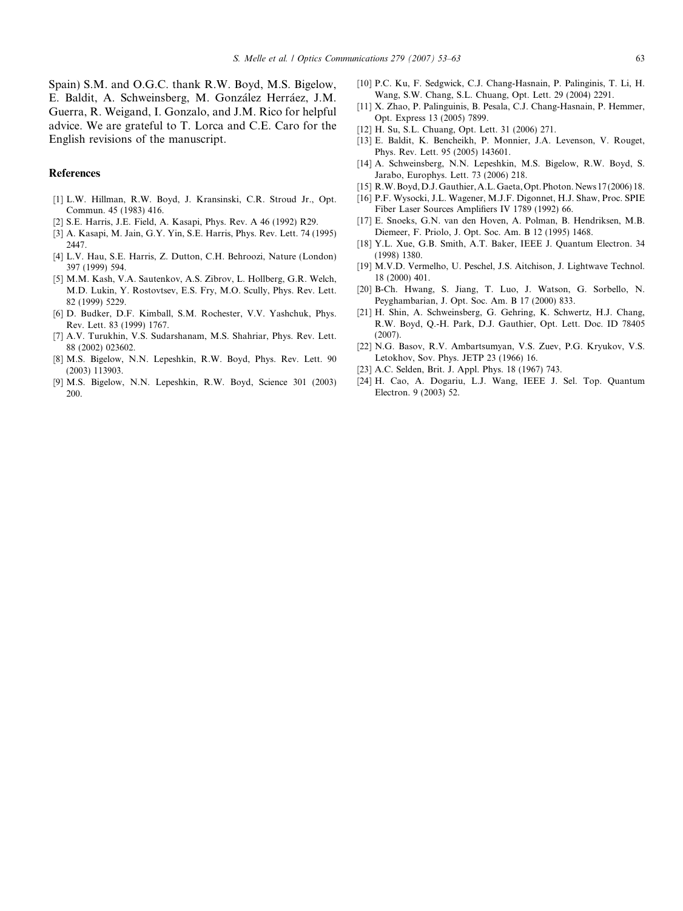Spain) S.M. and O.G.C. thank R.W. Boyd, M.S. Bigelow, E. Baldit, A. Schweinsberg, M. González Herráez, J.M. Guerra, R. Weigand, I. Gonzalo, and J.M. Rico for helpful advice. We are grateful to T. Lorca and C.E. Caro for the English revisions of the manuscript.

## References

[1] L.W. Hillman, R.W. Boyd, J. Kransinski, C.R. Stroud Jr., Opt. Commun. 45 (1983) 416.

[2] S.E. Harris, J.E. Field, A. Kasapi, Phys. Rev. A 46 (1992) R29.

[3] A. Kasapi, M. Jain, G.Y. Yin, S.E. Harris, Phys. Rev. Lett. 74 (1995) 2447.

[4] L.V. Hau, S.E. Harris, Z. Dutton, C.H. Behroozi, Nature (London) 397 (1999) 594.

[5] M.M. Kash, V.A. Sautenkov, A.S. Zibrov, L. Hollberg, G.R. Welch, M.D. Lukin, Y. Rostovtsev, E.S. Fry, M.O. Scully, Phys. Rev. Lett. 82 (1999) 5229.

[6] D. Budker, D.F. Kimball, S.M. Rochester, V.V. Yashchuk, Phys. Rev. Lett. 83 (1999) 1767.

[7] A.V. Turukhin, V.S. Sudarshanam, M.S. Shahriar, Phys. Rev. Lett. 88 (2002) 023602.

[8] M.S. Bigelow, N.N. Lepeshkin, R.W. Boyd, Phys. Rev. Lett. 90 (2003) 113903.

[9] M.S. Bigelow, N.N. Lepeshkin, R.W. Boyd, Science 301 (2003) 200.

[10] P.C. Ku, F. Sedgwick, C.J. Chang-Hasnain, P. Palinginis, T. Li, H. Wang, S.W. Chang, S.L. Chuang, Opt. Lett. 29 (2004) 2291.

[11] X. Zhao, P. Palinguinis, B. Pesala, C.J. Chang-Hasnain, P. Hemmer, Opt. Express 13 (2005) 7899.

[12] H. Su, S.L. Chuang, Opt. Lett. 31 (2006) 271.

[13] E. Baldit, K. Bencheikh, P. Monnier, J.A. Levenson, V. Rouget, Phys. Rev. Lett. 95 (2005) 143601.

[14] A. Schweinsberg, N.N. Lepeshkin, M.S. Bigelow, R.W. Boyd, S. Jarabo, Europhys. Lett. 73 (2006) 218.

[15] R.W. Boyd, D.J. Gauthier, A.L. Gaeta, Opt. Photon. News 17 (2006) 18.

[16] P.F. Wysocki, J.L. Wagener, M.J.F. Digonnet, H.J. Shaw, Proc. SPIE Fiber Laser Sources Amplifiers IV 1789 (1992) 66.

[17] E. Snoeks, G.N. van den Hoven, A. Polman, B. Hendriksen, M.B. Diemeer, F. Priolo, J. Opt. Soc. Am. B 12 (1995) 1468.

[18] Y.L. Xue, G.B. Smith, A.T. Baker, IEEE J. Quantum Electron. 34 (1998) 1380.

[19] M.V.D. Vermelho, U. Peschel, J.S. Aitchison, J. Lightwave Technol. 18 (2000) 401.

[20] B-Ch. Hwang, S. Jiang, T. Luo, J. Watson, G. Sorbello, N. Peyghambarian, J. Opt. Soc. Am. B 17 (2000) 833.

[21] H. Shin, A. Schweinsberg, G. Gehring, K. Schwertz, H.J. Chang, R.W. Boyd, Q.-H. Park, D.J. Gauthier, Opt. Lett. Doc. ID 78405 (2007).

[22] N.G. Basov, R.V. Ambartsumyan, V.S. Zuev, P.G. Kryukov, V.S. Letokhov, Sov. Phys. JETP 23 (1966) 16.

[23] A.C. Selden, Brit. J. Appl. Phys. 18 (1967) 743.

[24] H. Cao, A. Dogariu, L.J. Wang, IEEE J. Sel. Top. Quantum Electron. 9 (2003) 52.